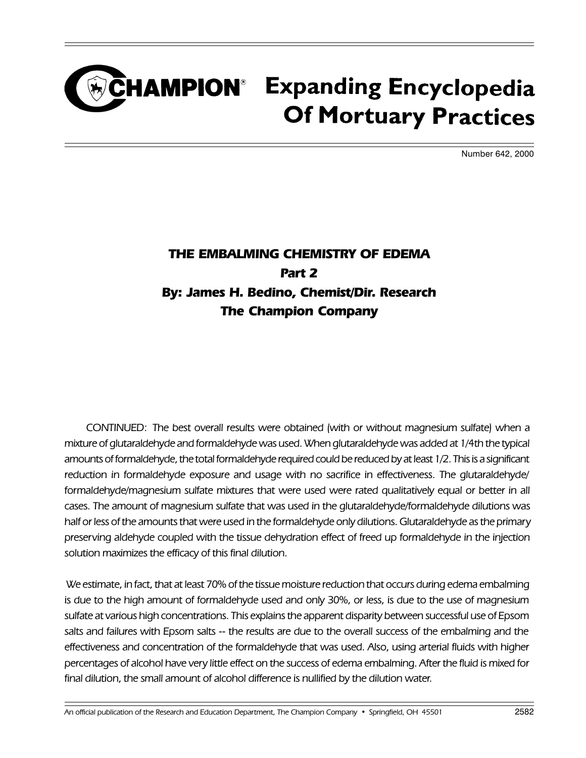# CHAMPION® Expanding Encyclopedia Of Mortuary Practices

Number 642, 2000

## *THE EMBALMING CHEMISTRY OF EDEMA*
### *Part 2*
### *By: James H. Bedino, Chemist/Dir. Research*
### *The Champion Company*

CONTINUED: The best overall results were obtained (with or without magnesium sulfate) when a mixture of glutaraldehyde and formaldehyde was used. When glutaraldehyde was added at 1/4th the typical amounts of formaldehyde, the total formaldehyde required could be reduced by at least 1/2. This is a significant reduction in formaldehyde exposure and usage with no sacrifice in effectiveness. The glutaraldehyde/formaldehyde/magnesium sulfate mixtures that were used were rated qualitatively equal or better in all cases. The amount of magnesium sulfate that was used in the glutaraldehyde/formaldehyde dilutions was half or less of the amounts that were used in the formaldehyde only dilutions. Glutaraldehyde as the primary preserving aldehyde coupled with the tissue dehydration effect of freed up formaldehyde in the injection solution maximizes the efficacy of this final dilution.

We estimate, in fact, that at least 70% of the tissue moisture reduction that occurs during edema embalming is due to the high amount of formaldehyde used and only 30%, or less, is due to the use of magnesium sulfate at various high concentrations. This explains the apparent disparity between successful use of Epsom salts and failures with Epsom salts -- the results are due to the overall success of the embalming and the effectiveness and concentration of the formaldehyde that was used. Also, using arterial fluids with higher percentages of alcohol have very little effect on the success of edema embalming. After the fluid is mixed for final dilution, the small amount of alcohol difference is nullified by the dilution water.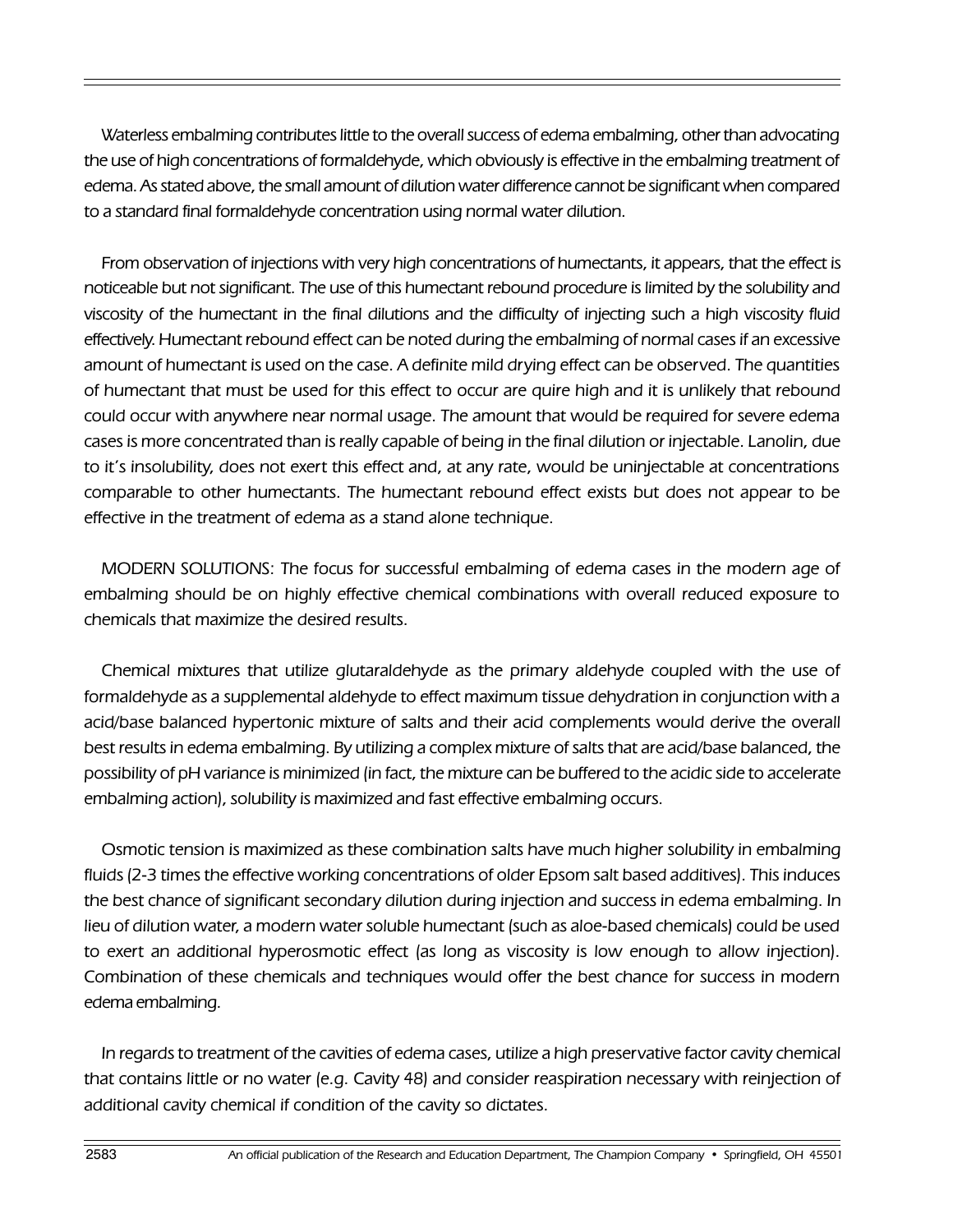Waterless embalming contributes little to the overall success of edema embalming, other than advocating the use of high concentrations of formaldehyde, which obviously is effective in the embalming treatment of edema. As stated above, the small amount of dilution water difference cannot be significant when compared to a standard final formaldehyde concentration using normal water dilution.

From observation of injections with very high concentrations of humectants, it appears, that the effect is noticeable but not significant. The use of this humectant rebound procedure is limited by the solubility and viscosity of the humectant in the final dilutions and the difficulty of injecting such a high viscosity fluid effectively. Humectant rebound effect can be noted during the embalming of normal cases if an excessive amount of humectant is used on the case. A definite mild drying effect can be observed. The quantities of humectant that must be used for this effect to occur are quire high and it is unlikely that rebound could occur with anywhere near normal usage. The amount that would be required for severe edema cases is more concentrated than is really capable of being in the final dilution or injectable. Lanolin, due to it's insolubility, does not exert this effect and, at any rate, would be uninjectable at concentrations comparable to other humectants. The humectant rebound effect exists but does not appear to be effective in the treatment of edema as a stand alone technique.

MODERN SOLUTIONS: The focus for successful embalming of edema cases in the modern age of embalming should be on highly effective chemical combinations with overall reduced exposure to chemicals that maximize the desired results.

Chemical mixtures that utilize glutaraldehyde as the primary aldehyde coupled with the use of formaldehyde as a supplemental aldehyde to effect maximum tissue dehydration in conjunction with a acid/base balanced hypertonic mixture of salts and their acid complements would derive the overall best results in edema embalming. By utilizing a complex mixture of salts that are acid/base balanced, the possibility of pH variance is minimized (in fact, the mixture can be buffered to the acidic side to accelerate embalming action), solubility is maximized and fast effective embalming occurs.

Osmotic tension is maximized as these combination salts have much higher solubility in embalming fluids (2-3 times the effective working concentrations of older Epsom salt based additives). This induces the best chance of significant secondary dilution during injection and success in edema embalming. In lieu of dilution water, a modern water soluble humectant (such as aloe-based chemicals) could be used to exert an additional hyperosmotic effect (as long as viscosity is low enough to allow injection). Combination of these chemicals and techniques would offer the best chance for success in modern edema embalming.

In regards to treatment of the cavities of edema cases, utilize a high preservative factor cavity chemical that contains little or no water (e.g. Cavity 48) and consider reaspiration necessary with reinjection of additional cavity chemical if condition of the cavity so dictates.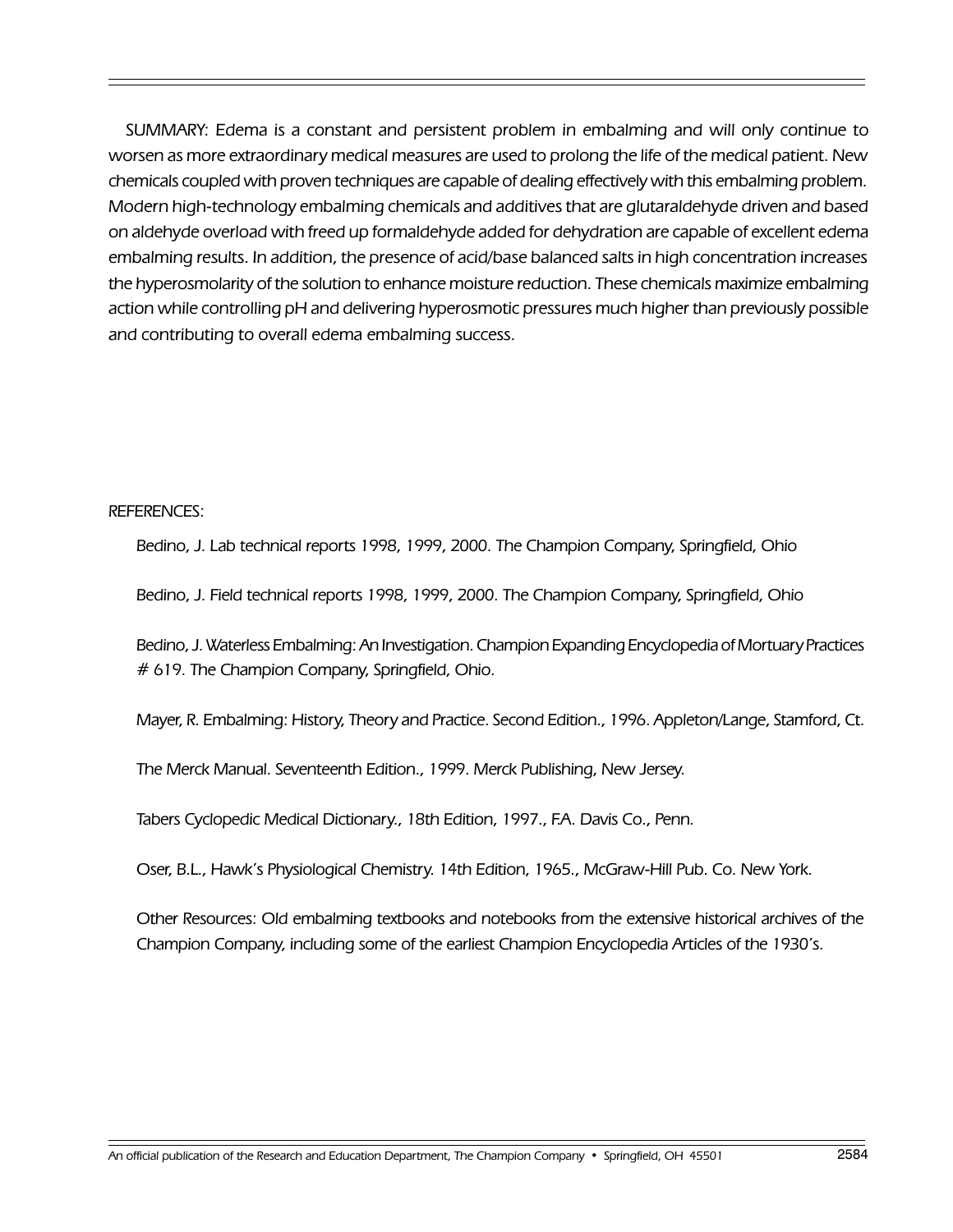SUMMARY: Edema is a constant and persistent problem in embalming and will only continue to worsen as more extraordinary medical measures are used to prolong the life of the medical patient. New chemicals coupled with proven techniques are capable of dealing effectively with this embalming problem. Modern high-technology embalming chemicals and additives that are glutaraldehyde driven and based on aldehyde overload with freed up formaldehyde added for dehydration are capable of excellent edema embalming results. In addition, the presence of acid/base balanced salts in high concentration increases the hyperosmolarity of the solution to enhance moisture reduction. These chemicals maximize embalming action while controlling pH and delivering hyperosmotic pressures much higher than previously possible and contributing to overall edema embalming success.

REFERENCES:

Bedino, J. Lab technical reports 1998, 1999, 2000. The Champion Company, Springfield, Ohio

Bedino, J. Field technical reports 1998, 1999, 2000. The Champion Company, Springfield, Ohio

Bedino, J. Waterless Embalming: An Investigation. Champion Expanding Encyclopedia of Mortuary Practices # 619. The Champion Company, Springfield, Ohio.

Mayer, R. Embalming: History, Theory and Practice. Second Edition., 1996. Appleton/Lange, Stamford, Ct.

The Merck Manual. Seventeenth Edition., 1999. Merck Publishing, New Jersey.

Tabers Cyclopedic Medical Dictionary., 18th Edition, 1997., F.A. Davis Co., Penn.

Oser, B.L., Hawk's Physiological Chemistry. 14th Edition, 1965., McGraw-Hill Pub. Co. New York.

Other Resources: Old embalming textbooks and notebooks from the extensive historical archives of the Champion Company, including some of the earliest Champion Encyclopedia Articles of the 1930's.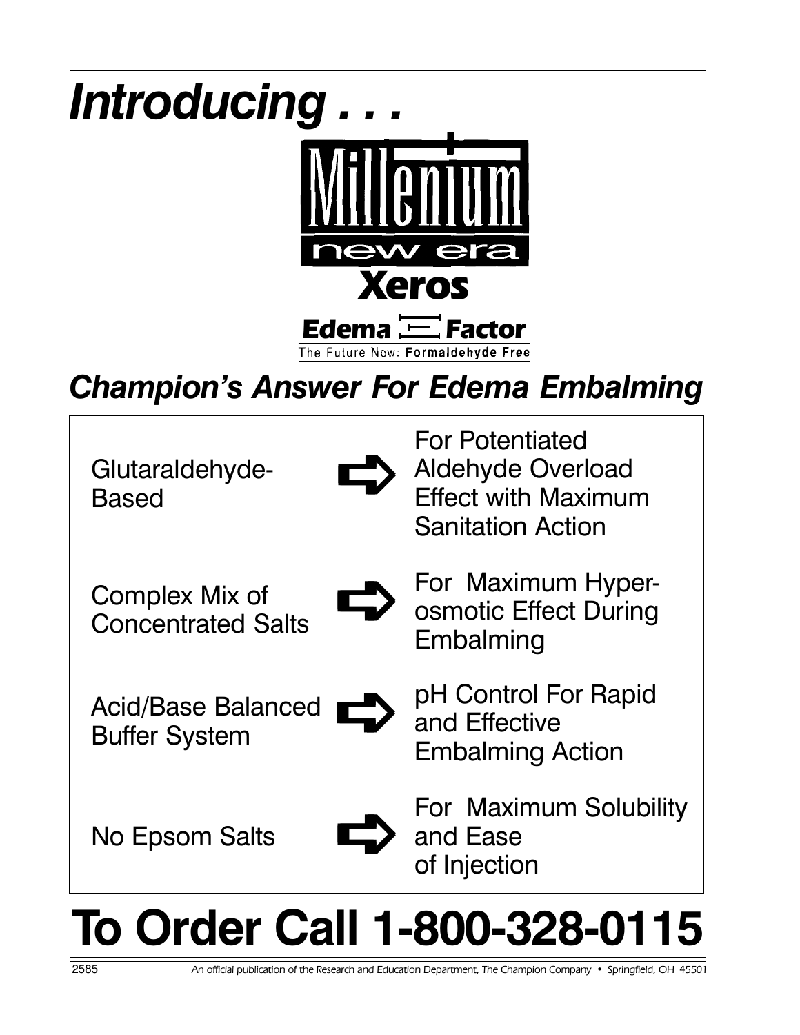# *Introducing . . .*

**Millenium**

**new era**

**Xeros**

**Edema Factor**

The Future Now: **Formaldehyde Free**

## *Champion's Answer For Edema Embalming*

| | | |
|---|---|---|
| Glutaraldehyde-Based | ➡ | For Potentiated Aldehyde Overload Effect with Maximum Sanitation Action |
| Complex Mix of Concentrated Salts | ➡ | For Maximum Hyper-osmotic Effect During Embalming |
| Acid/Base Balanced Buffer System | ➡ | pH Control For Rapid and Effective Embalming Action |
| No Epsom Salts | ➡ | For Maximum Solubility and Ease of Injection |

# To Order Call 1-800-328-0115

2585 *An official publication of the Research and Education Department, The Champion Company • Springfield, OH 45501*